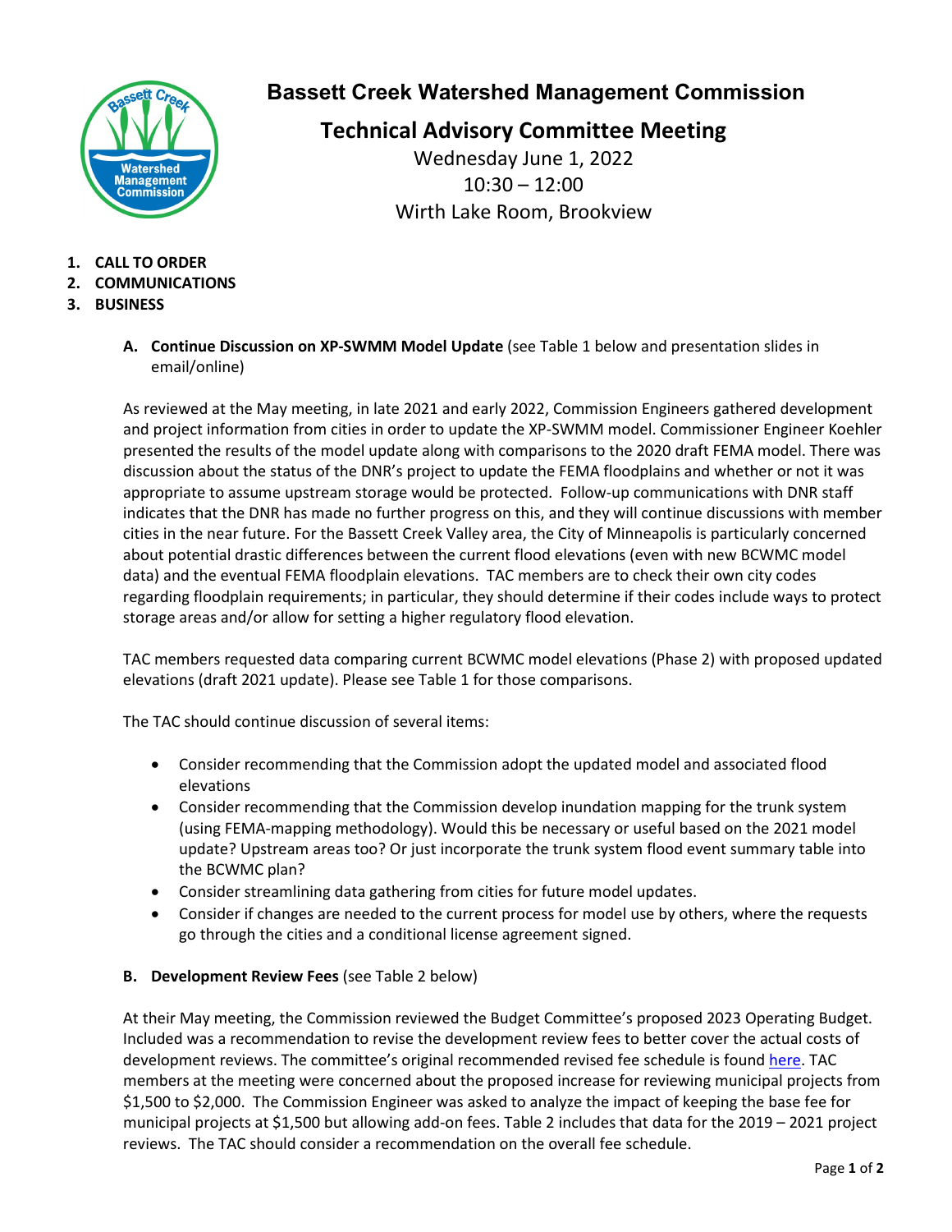# Bassett Creek Watershed Management Commission

## Technical Advisory Committee Meeting

Wednesday June 1, 2022
10:30 – 12:00
Wirth Lake Room, Brookview

1. **CALL TO ORDER**
2. **COMMUNICATIONS**
3. **BUSINESS**

**A. Continue Discussion on XP-SWMM Model Update** (see Table 1 below and presentation slides in email/online)

As reviewed at the May meeting, in late 2021 and early 2022, Commission Engineers gathered development and project information from cities in order to update the XP-SWMM model. Commissioner Engineer Koehler presented the results of the model update along with comparisons to the 2020 draft FEMA model. There was discussion about the status of the DNR's project to update the FEMA floodplains and whether or not it was appropriate to assume upstream storage would be protected. Follow-up communications with DNR staff indicates that the DNR has made no further progress on this, and they will continue discussions with member cities in the near future. For the Bassett Creek Valley area, the City of Minneapolis is particularly concerned about potential drastic differences between the current flood elevations (even with new BCWMC model data) and the eventual FEMA floodplain elevations. TAC members are to check their own city codes regarding floodplain requirements; in particular, they should determine if their codes include ways to protect storage areas and/or allow for setting a higher regulatory flood elevation.

TAC members requested data comparing current BCWMC model elevations (Phase 2) with proposed updated elevations (draft 2021 update). Please see Table 1 for those comparisons.

The TAC should continue discussion of several items:

- Consider recommending that the Commission adopt the updated model and associated flood elevations
- Consider recommending that the Commission develop inundation mapping for the trunk system (using FEMA-mapping methodology). Would this be necessary or useful based on the 2021 model update? Upstream areas too? Or just incorporate the trunk system flood event summary table into the BCWMC plan?
- Consider streamlining data gathering from cities for future model updates.
- Consider if changes are needed to the current process for model use by others, where the requests go through the cities and a conditional license agreement signed.

**B. Development Review Fees** (see Table 2 below)

At their May meeting, the Commission reviewed the Budget Committee's proposed 2023 Operating Budget. Included was a recommendation to revise the development review fees to better cover the actual costs of development reviews. The committee's original recommended revised fee schedule is found here. TAC members at the meeting were concerned about the proposed increase for reviewing municipal projects from $1,500 to $2,000. The Commission Engineer was asked to analyze the impact of keeping the base fee for municipal projects at $1,500 but allowing add-on fees. Table 2 includes that data for the 2019 – 2021 project reviews. The TAC should consider a recommendation on the overall fee schedule.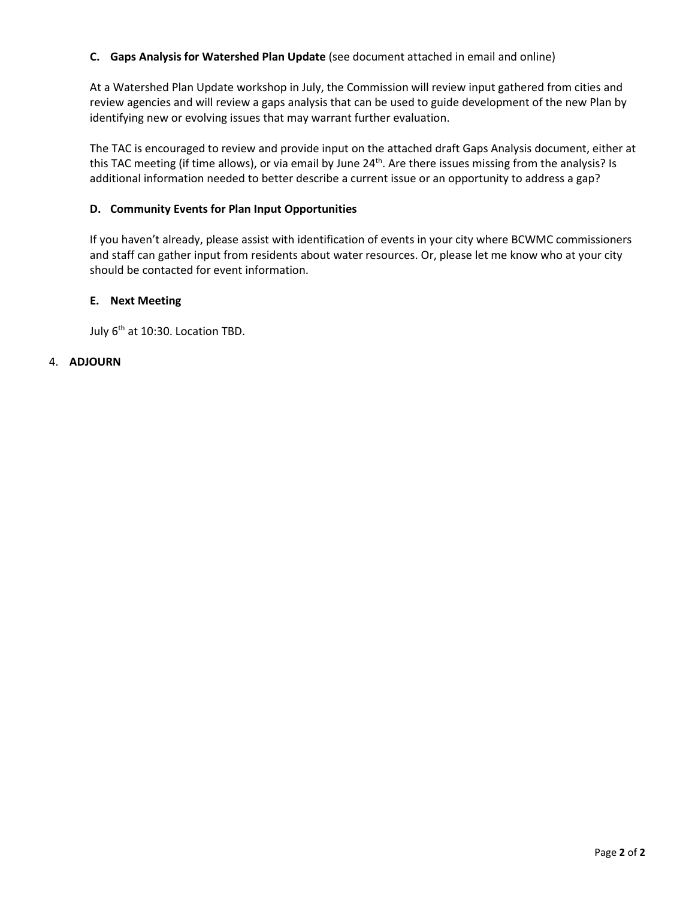### C. Gaps Analysis for Watershed Plan Update (see document attached in email and online)

At a Watershed Plan Update workshop in July, the Commission will review input gathered from cities and review agencies and will review a gaps analysis that can be used to guide development of the new Plan by identifying new or evolving issues that may warrant further evaluation.

The TAC is encouraged to review and provide input on the attached draft Gaps Analysis document, either at this TAC meeting (if time allows), or via email by June 24th. Are there issues missing from the analysis? Is additional information needed to better describe a current issue or an opportunity to address a gap?

### D. Community Events for Plan Input Opportunities

If you haven't already, please assist with identification of events in your city where BCWMC commissioners and staff can gather input from residents about water resources. Or, please let me know who at your city should be contacted for event information.

### E. Next Meeting

July 6th at 10:30. Location TBD.

4. **ADJOURN**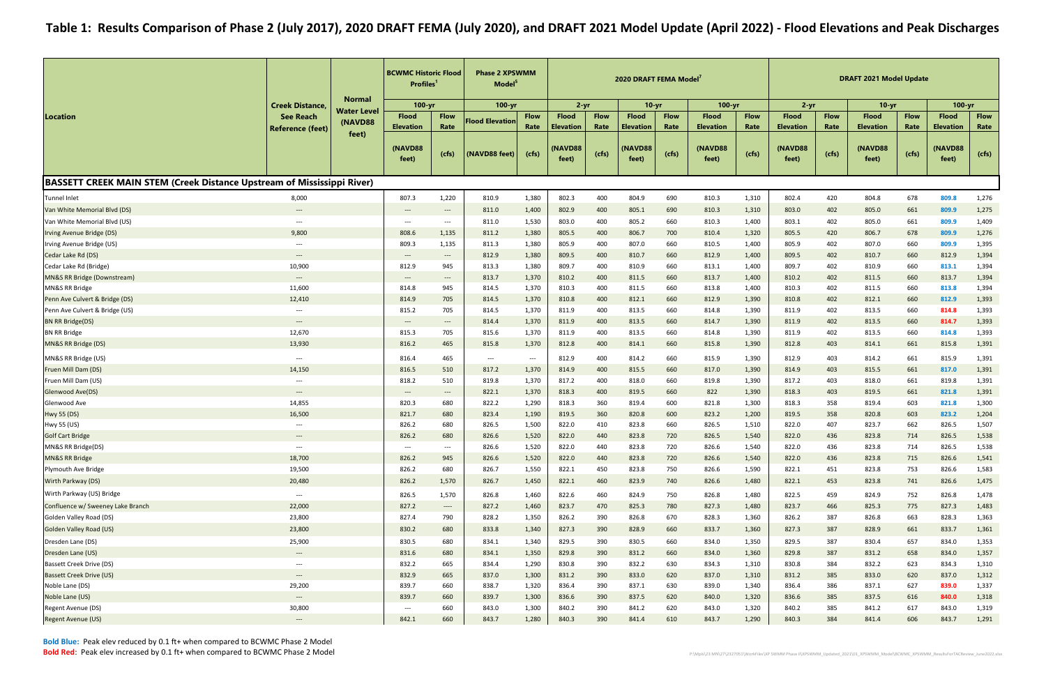# Table 1: Results Comparison of Phase 2 (July 2017), 2020 DRAFT FEMA (July 2020), and DRAFT 2021 Model Update (April 2022) - Flood Elevations and Peak Discharges

| Location | Creek Distance, See Reach Reference (feet) | Normal Water Level (NAVD88 feet) | BCWMC Historic Flood Profiles[1] | | Phase 2 XPSWMM Model[5] | | 2020 DRAFT FEMA Model[7] | | | | | | DRAFT 2021 Model Update | | | | | |
|---|---|---|---|---|---|---|---|---|---|---|---|---|---|---|---|---|---|---|
| | | | 100-yr | | 100-yr | | 2-yr | | 10-yr | | 100-yr | | 2-yr | | 10-yr | | 100-yr | |
| | | | Flood Elevation (NAVD88 feet) | Flow Rate (cfs) | Flood Elevation (NAVD88 feet) | Flow Rate (cfs) | Flood Elevation (NAVD88 feet) | Flow Rate (cfs) | Flood Elevation (NAVD88 feet) | Flow Rate (cfs) | Flood Elevation (NAVD88 feet) | Flow Rate (cfs) | Flood Elevation (NAVD88 feet) | Flow Rate (cfs) | Flood Elevation (NAVD88 feet) | Flow Rate (cfs) | Flood Elevation (NAVD88 feet) | Flow Rate (cfs) |
| **BASSETT CREEK MAIN STEM (Creek Distance Upstream of Mississippi River)** | | | | | | | | | | | | | | | | | | |
| Tunnel Inlet | 8,000 | | 807.3 | 1,220 | 810.9 | 1,380 | 802.3 | 400 | 804.9 | 690 | 810.3 | 1,310 | 802.4 | 420 | 804.8 | 678 | **809.8** | 1,276 |
| Van White Memorial Blvd (DS) | --- | | --- | --- | 811.0 | 1,400 | 802.9 | 400 | 805.1 | 690 | 810.3 | 1,310 | 803.0 | 402 | 805.0 | 661 | **809.9** | 1,275 |
| Van White Memorial Blvd (US) | --- | | --- | --- | 811.0 | 1,530 | 803.0 | 400 | 805.2 | 660 | 810.3 | 1,400 | 803.1 | 402 | 805.0 | 661 | **809.9** | 1,409 |
| Irving Avenue Bridge (DS) | 9,800 | | 808.6 | 1,135 | 811.2 | 1,380 | 805.5 | 400 | 806.7 | 700 | 810.4 | 1,320 | 805.5 | 420 | 806.7 | 678 | **809.9** | 1,276 |
| Irving Avenue Bridge (US) | --- | | 809.3 | 1,135 | 811.3 | 1,380 | 805.9 | 400 | 807.0 | 660 | 810.5 | 1,400 | 805.9 | 402 | 807.0 | 660 | **809.9** | 1,395 |
| Cedar Lake Rd (DS) | --- | | --- | --- | 812.9 | 1,380 | 809.5 | 400 | 810.7 | 660 | 812.9 | 1,400 | 809.5 | 402 | 810.7 | 660 | 812.9 | 1,394 |
| Cedar Lake Rd (Bridge) | 10,900 | | 812.9 | 945 | 813.3 | 1,380 | 809.7 | 400 | 810.9 | 660 | 813.1 | 1,400 | 809.7 | 402 | 810.9 | 660 | **813.1** | 1,394 |
| MN&S RR Bridge (Downstream) | --- | | --- | --- | 813.7 | 1,370 | 810.2 | 400 | 811.5 | 660 | 813.7 | 1,400 | 810.2 | 402 | 811.5 | 660 | 813.7 | 1,394 |
| MN&S RR Bridge | 11,600 | | 814.8 | 945 | 814.5 | 1,370 | 810.3 | 400 | 811.5 | 660 | 813.8 | 1,400 | 810.3 | 402 | 811.5 | 660 | **813.8** | 1,394 |
| Penn Ave Culvert & Bridge (DS) | 12,410 | | 814.9 | 705 | 814.5 | 1,370 | 810.8 | 400 | 812.1 | 660 | 812.9 | 1,390 | 810.8 | 402 | 812.1 | 660 | **812.9** | 1,393 |
| Penn Ave Culvert & Bridge (US) | --- | | 815.2 | 705 | 814.5 | 1,370 | 811.9 | 400 | 813.5 | 660 | 814.8 | 1,390 | 811.9 | 402 | 813.5 | 660 | **814.8** | 1,393 |
| BN RR Bridge(DS) | --- | | --- | --- | 814.4 | 1,370 | 811.9 | 400 | 813.5 | 660 | 814.7 | 1,390 | 811.9 | 402 | 813.5 | 660 | **814.7** | 1,393 |
| BN RR Bridge | 12,670 | | 815.3 | 705 | 815.6 | 1,370 | 811.9 | 400 | 813.5 | 660 | 814.8 | 1,390 | 811.9 | 402 | 813.5 | 660 | **814.8** | 1,393 |
| MN&S RR Bridge (DS) | 13,930 | | 816.2 | 465 | 815.8 | 1,370 | 812.8 | 400 | 814.1 | 660 | 815.8 | 1,390 | 812.8 | 403 | 814.1 | 661 | 815.8 | 1,391 |
| MN&S RR Bridge (US) | --- | | 816.4 | 465 | --- | --- | 812.9 | 400 | 814.2 | 660 | 815.9 | 1,390 | 812.9 | 403 | 814.2 | 661 | 815.9 | 1,391 |
| Fruen Mill Dam (DS) | 14,150 | | 816.5 | 510 | 817.2 | 1,370 | 814.9 | 400 | 815.5 | 660 | 817.0 | 1,390 | 814.9 | 403 | 815.5 | 661 | **817.0** | 1,391 |
| Fruen Mill Dam (US) | --- | | 818.2 | 510 | 819.8 | 1,370 | 817.2 | 400 | 818.0 | 660 | 819.8 | 1,390 | 817.2 | 403 | 818.0 | 661 | 819.8 | 1,391 |
| Glenwood Ave(DS) | --- | | --- | --- | 822.1 | 1,370 | 818.3 | 400 | 819.5 | 660 | 822 | 1,390 | 818.3 | 403 | 819.5 | 661 | **821.8** | 1,391 |
| Glenwood Ave | 14,855 | | 820.3 | 680 | 822.2 | 1,290 | 818.3 | 360 | 819.4 | 600 | 821.8 | 1,300 | 818.3 | 358 | 819.4 | 603 | **821.8** | 1,300 |
| Hwy 55 (DS) | 16,500 | | 821.7 | 680 | 823.4 | 1,190 | 819.5 | 360 | 820.8 | 600 | 823.2 | 1,200 | 819.5 | 358 | 820.8 | 603 | **823.2** | 1,204 |
| Hwy 55 (US) | --- | | 826.2 | 680 | 826.5 | 1,500 | 822.0 | 410 | 823.8 | 660 | 826.5 | 1,510 | 822.0 | 407 | 823.7 | 662 | 826.5 | 1,507 |
| Golf Cart Bridge | --- | | 826.2 | 680 | 826.6 | 1,520 | 822.0 | 440 | 823.8 | 720 | 826.5 | 1,540 | 822.0 | 436 | 823.8 | 714 | 826.5 | 1,538 |
| MN&S RR Bridge(DS) | --- | | --- | --- | 826.6 | 1,520 | 822.0 | 440 | 823.8 | 720 | 826.6 | 1,540 | 822.0 | 436 | 823.8 | 714 | 826.5 | 1,538 |
| MN&S RR Bridge | 18,700 | | 826.2 | 945 | 826.6 | 1,520 | 822.0 | 440 | 823.8 | 720 | 826.6 | 1,540 | 822.0 | 436 | 823.8 | 715 | 826.6 | 1,541 |
| Plymouth Ave Bridge | 19,500 | | 826.2 | 680 | 826.7 | 1,550 | 822.1 | 450 | 823.8 | 750 | 826.6 | 1,590 | 822.1 | 451 | 823.8 | 753 | 826.6 | 1,583 |
| Wirth Parkway (DS) | 20,480 | | 826.2 | 1,570 | 826.7 | 1,450 | 822.1 | 460 | 823.9 | 740 | 826.6 | 1,480 | 822.1 | 453 | 823.8 | 741 | 826.6 | 1,475 |
| Wirth Parkway (US) Bridge | --- | | 826.5 | 1,570 | 826.8 | 1,460 | 822.6 | 460 | 824.9 | 750 | 826.8 | 1,480 | 822.5 | 459 | 824.9 | 752 | 826.8 | 1,478 |
| Confluence w/ Sweeney Lake Branch | 22,000 | | 827.2 | ---- | 827.2 | 1,460 | 823.7 | 470 | 825.3 | 780 | 827.3 | 1,480 | 823.7 | 466 | 825.3 | 775 | 827.3 | 1,483 |
| Golden Valley Road (DS) | 23,800 | | 827.4 | 790 | 828.2 | 1,350 | 826.2 | 390 | 826.8 | 670 | 828.3 | 1,360 | 826.2 | 387 | 826.8 | 663 | 828.3 | 1,363 |
| Golden Valley Road (US) | 23,800 | | 830.2 | 680 | 833.8 | 1,340 | 827.3 | 390 | 828.9 | 660 | 833.7 | 1,360 | 827.3 | 387 | 828.9 | 661 | 833.7 | 1,361 |
| Dresden Lane (DS) | 25,900 | | 830.5 | 680 | 834.1 | 1,340 | 829.5 | 390 | 830.5 | 660 | 834.0 | 1,350 | 829.5 | 387 | 830.4 | 657 | 834.0 | 1,353 |
| Dresden Lane (US) | --- | | 831.6 | 680 | 834.1 | 1,350 | 829.8 | 390 | 831.2 | 660 | 834.0 | 1,360 | 829.8 | 387 | 831.2 | 658 | 834.0 | 1,357 |
| Bassett Creek Drive (DS) | --- | | 832.2 | 665 | 834.4 | 1,290 | 830.8 | 390 | 832.2 | 630 | 834.3 | 1,310 | 830.8 | 384 | 832.2 | 623 | 834.3 | 1,310 |
| Bassett Creek Drive (US) | --- | | 832.9 | 665 | 837.0 | 1,300 | 831.2 | 390 | 833.0 | 620 | 837.0 | 1,310 | 831.2 | 385 | 833.0 | 620 | 837.0 | 1,312 |
| Noble Lane (DS) | 29,200 | | 839.7 | 660 | 838.7 | 1,320 | 836.4 | 390 | 837.1 | 630 | 839.0 | 1,340 | 836.4 | 386 | 837.1 | 627 | **839.0** | 1,337 |
| Noble Lane (US) | --- | | 839.7 | 660 | 839.7 | 1,300 | 836.6 | 390 | 837.5 | 620 | 840.0 | 1,320 | 836.6 | 385 | 837.5 | 616 | **840.0** | 1,318 |
| Regent Avenue (DS) | 30,800 | | --- | 660 | 843.0 | 1,300 | 840.2 | 390 | 841.2 | 620 | 843.0 | 1,320 | 840.2 | 385 | 841.2 | 617 | 843.0 | 1,319 |
| Regent Avenue (US) | --- | | 842.1 | 660 | 843.7 | 1,280 | 840.3 | 390 | 841.4 | 610 | 843.7 | 1,290 | 840.3 | 384 | 841.4 | 606 | 843.7 | 1,291 |

**Bold Blue:** Peak elev reduced by 0.1 ft+ when compared to BCWMC Phase 2 Model

**Bold Red:** Peak elev increased by 0.1 ft+ when compared to BCWMC Phase 2 Model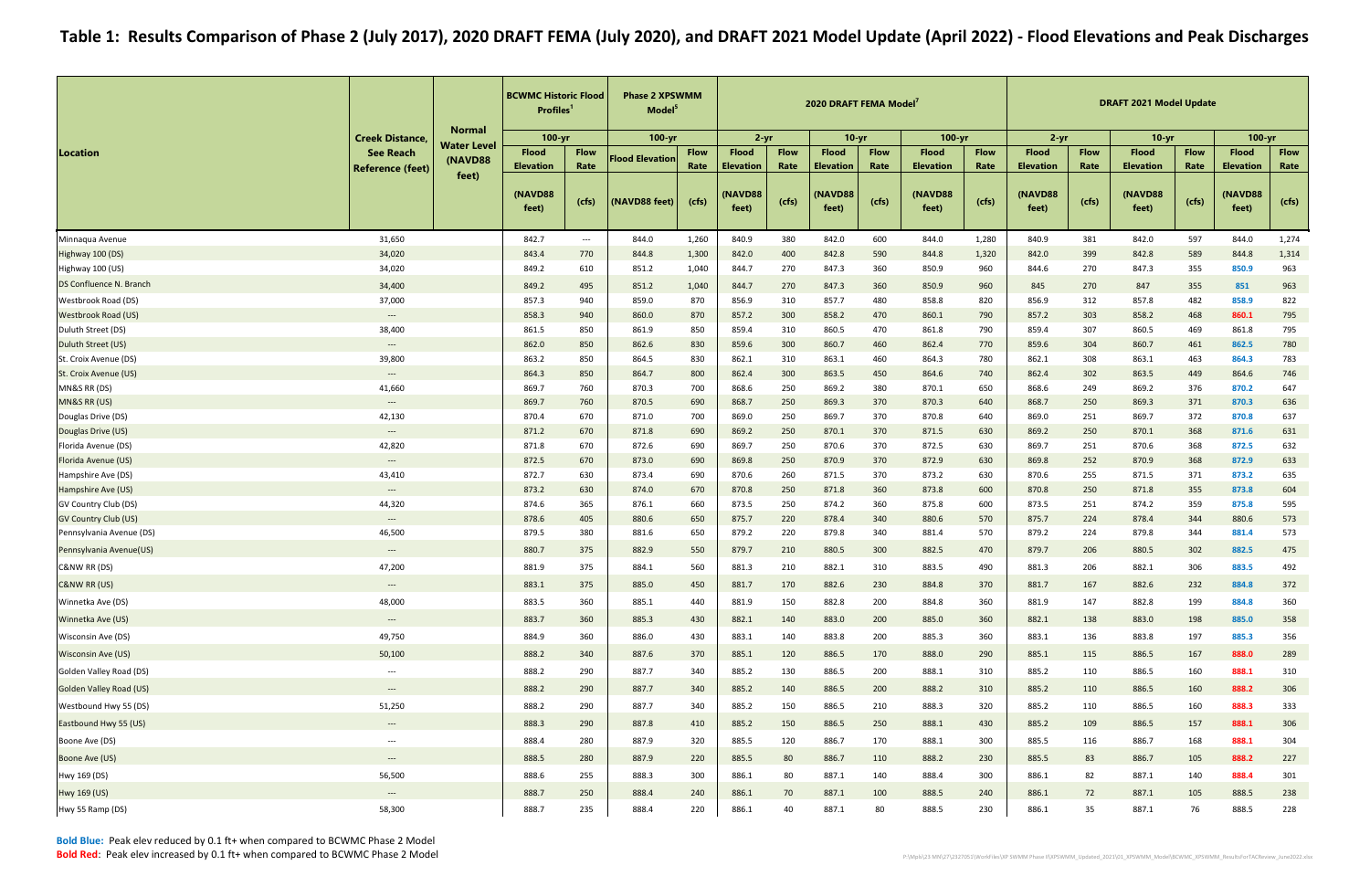# Table 1: Results Comparison of Phase 2 (July 2017), 2020 DRAFT FEMA (July 2020), and DRAFT 2021 Model Update (April 2022) - Flood Elevations and Peak Discharges

| Location | Creek Distance, See Reach Reference (feet) | Normal Water Level (NAVD88 feet) | BCWMC Historic Flood Profiles[1] | | Phase 2 XPSWMM Model[5] | | 2020 DRAFT FEMA Model[7] | | | | | | DRAFT 2021 Model Update | | | | | |
|---|---|---|---|---|---|---|---|---|---|---|---|---|---|---|---|---|---|---|
| | | | 100-yr | | 100-yr | | 2-yr | | 10-yr | | 100-yr | | 2-yr | | 10-yr | | 100-yr | |
| | | | Flood Elevation (NAVD88 feet) | Flow Rate (cfs) | Flood Elevation (NAVD88 feet) | Flow Rate (cfs) | Flood Elevation (NAVD88 feet) | Flow Rate (cfs) | Flood Elevation (NAVD88 feet) | Flow Rate (cfs) | Flood Elevation (NAVD88 feet) | Flow Rate (cfs) | Flood Elevation (NAVD88 feet) | Flow Rate (cfs) | Flood Elevation (NAVD88 feet) | Flow Rate (cfs) | Flood Elevation (NAVD88 feet) | Flow Rate (cfs) |
| Minnaqua Avenue | 31,650 | | 842.7 | --- | 844.0 | 1,260 | 840.9 | 380 | 842.0 | 600 | 844.0 | 1,280 | 840.9 | 381 | 842.0 | 597 | 844.0 | 1,274 |
| Highway 100 (DS) | 34,020 | | 843.4 | 770 | 844.8 | 1,300 | 842.0 | 400 | 842.8 | 590 | 844.8 | 1,320 | 842.0 | 399 | 842.8 | 589 | 844.8 | 1,314 |
| Highway 100 (US) | 34,020 | | 849.2 | 610 | 851.2 | 1,040 | 844.7 | 270 | 847.3 | 360 | 850.9 | 960 | 844.6 | 270 | 847.3 | 355 | **850.9** | 963 |
| DS Confluence N. Branch | 34,400 | | 849.2 | 495 | 851.2 | 1,040 | 844.7 | 270 | 847.3 | 360 | 850.9 | 960 | 845 | 270 | 847 | 355 | **851** | 963 |
| Westbrook Road (DS) | 37,000 | | 857.3 | 940 | 859.0 | 870 | 856.9 | 310 | 857.7 | 480 | 858.8 | 820 | 856.9 | 312 | 857.8 | 482 | **858.9** | 822 |
| Westbrook Road (US) | --- | | 858.3 | 940 | 860.0 | 870 | 857.2 | 300 | 858.2 | 470 | 860.1 | 790 | 857.2 | 303 | 858.2 | 468 | **860.1** | 795 |
| Duluth Street (DS) | 38,400 | | 861.5 | 850 | 861.9 | 850 | 859.4 | 310 | 860.5 | 470 | 861.8 | 790 | 859.4 | 307 | 860.5 | 469 | 861.8 | 795 |
| Duluth Street (US) | --- | | 862.0 | 850 | 862.6 | 830 | 859.6 | 300 | 860.7 | 460 | 862.4 | 770 | 859.6 | 304 | 860.7 | 461 | **862.5** | 780 |
| St. Croix Avenue (DS) | 39,800 | | 863.2 | 850 | 864.5 | 830 | 862.1 | 310 | 863.1 | 460 | 864.3 | 780 | 862.1 | 308 | 863.1 | 463 | **864.3** | 783 |
| St. Croix Avenue (US) | --- | | 864.3 | 850 | 864.7 | 800 | 862.4 | 300 | 863.5 | 450 | 864.6 | 740 | 862.4 | 302 | 863.5 | 449 | 864.6 | 746 |
| MN&S RR (DS) | 41,660 | | 869.7 | 760 | 870.3 | 700 | 868.6 | 250 | 869.2 | 380 | 870.1 | 650 | 868.6 | 249 | 869.2 | 376 | **870.2** | 647 |
| MN&S RR (US) | --- | | 869.7 | 760 | 870.5 | 690 | 868.7 | 250 | 869.3 | 370 | 870.3 | 640 | 868.7 | 250 | 869.3 | 371 | **870.3** | 636 |
| Douglas Drive (DS) | 42,130 | | 870.4 | 670 | 871.0 | 700 | 869.0 | 250 | 869.7 | 370 | 870.8 | 640 | 869.0 | 251 | 869.7 | 372 | **870.8** | 637 |
| Douglas Drive (US) | --- | | 871.2 | 670 | 871.8 | 690 | 869.2 | 250 | 870.1 | 370 | 871.5 | 630 | 869.2 | 250 | 870.1 | 368 | **871.6** | 631 |
| Florida Avenue (DS) | 42,820 | | 871.8 | 670 | 872.6 | 690 | 869.7 | 250 | 870.6 | 370 | 872.5 | 630 | 869.7 | 251 | 870.6 | 368 | **872.5** | 632 |
| Florida Avenue (US) | --- | | 872.5 | 670 | 873.0 | 690 | 869.8 | 250 | 870.9 | 370 | 872.9 | 630 | 869.8 | 252 | 870.9 | 368 | **872.9** | 633 |
| Hampshire Ave (DS) | 43,410 | | 872.7 | 630 | 873.4 | 690 | 870.6 | 260 | 871.5 | 370 | 873.2 | 630 | 870.6 | 255 | 871.5 | 371 | **873.2** | 635 |
| Hampshire Ave (US) | --- | | 873.2 | 630 | 874.0 | 670 | 870.8 | 250 | 871.8 | 360 | 873.8 | 600 | 870.8 | 250 | 871.8 | 355 | **873.8** | 604 |
| GV Country Club (DS) | 44,320 | | 874.6 | 365 | 876.1 | 660 | 873.5 | 250 | 874.2 | 360 | 875.8 | 600 | 873.5 | 251 | 874.2 | 359 | **875.8** | 595 |
| GV Country Club (US) | --- | | 878.6 | 405 | 880.6 | 650 | 875.7 | 220 | 878.4 | 340 | 880.6 | 570 | 875.7 | 224 | 878.4 | 344 | 880.6 | 573 |
| Pennsylvania Avenue (DS) | 46,500 | | 879.5 | 380 | 881.6 | 650 | 879.2 | 220 | 879.8 | 340 | 881.4 | 570 | 879.2 | 224 | 879.8 | 344 | **881.4** | 573 |
| Pennsylvania Avenue(US) | --- | | 880.7 | 375 | 882.9 | 550 | 879.7 | 210 | 880.5 | 300 | 882.5 | 470 | 879.7 | 206 | 880.5 | 302 | **882.5** | 475 |
| C&NW RR (DS) | 47,200 | | 881.9 | 375 | 884.1 | 560 | 881.3 | 210 | 882.1 | 310 | 883.5 | 490 | 881.3 | 206 | 882.1 | 306 | **883.5** | 492 |
| C&NW RR (US) | --- | | 883.1 | 375 | 885.0 | 450 | 881.7 | 170 | 882.6 | 230 | 884.8 | 370 | 881.7 | 167 | 882.6 | 232 | **884.8** | 372 |
| Winnetka Ave (DS) | 48,000 | | 883.5 | 360 | 885.1 | 440 | 881.9 | 150 | 882.8 | 200 | 884.8 | 360 | 881.9 | 147 | 882.8 | 199 | **884.8** | 360 |
| Winnetka Ave (US) | --- | | 883.7 | 360 | 885.3 | 430 | 882.1 | 140 | 883.0 | 200 | 885.0 | 360 | 882.1 | 138 | 883.0 | 198 | **885.0** | 358 |
| Wisconsin Ave (DS) | 49,750 | | 884.9 | 360 | 886.0 | 430 | 883.1 | 140 | 883.8 | 200 | 885.3 | 360 | 883.1 | 136 | 883.8 | 197 | **885.3** | 356 |
| Wisconsin Ave (US) | 50,100 | | 888.2 | 340 | 887.6 | 370 | 885.1 | 120 | 886.5 | 170 | 888.0 | 290 | 885.1 | 115 | 886.5 | 167 | **888.0** | 289 |
| Golden Valley Road (DS) | --- | | 888.2 | 290 | 887.7 | 340 | 885.2 | 130 | 886.5 | 200 | 888.1 | 310 | 885.2 | 110 | 886.5 | 160 | **888.1** | 310 |
| Golden Valley Road (US) | --- | | 888.2 | 290 | 887.7 | 340 | 885.2 | 140 | 886.5 | 200 | 888.2 | 310 | 885.2 | 110 | 886.5 | 160 | **888.2** | 306 |
| Westbound Hwy 55 (DS) | 51,250 | | 888.2 | 290 | 887.7 | 340 | 885.2 | 150 | 886.5 | 210 | 888.3 | 320 | 885.2 | 110 | 886.5 | 160 | **888.3** | 333 |
| Eastbound Hwy 55 (US) | --- | | 888.3 | 290 | 887.8 | 410 | 885.2 | 150 | 886.5 | 250 | 888.1 | 430 | 885.2 | 109 | 886.5 | 157 | **888.1** | 306 |
| Boone Ave (DS) | --- | | 888.4 | 280 | 887.9 | 320 | 885.5 | 120 | 886.7 | 170 | 888.1 | 300 | 885.5 | 116 | 886.7 | 168 | **888.1** | 304 |
| Boone Ave (US) | --- | | 888.5 | 280 | 887.9 | 220 | 885.5 | 80 | 886.7 | 110 | 888.2 | 230 | 885.5 | 83 | 886.7 | 105 | **888.2** | 227 |
| Hwy 169 (DS) | 56,500 | | 888.6 | 255 | 888.3 | 300 | 886.1 | 80 | 887.1 | 140 | 888.4 | 300 | 886.1 | 82 | 887.1 | 140 | **888.4** | 301 |
| Hwy 169 (US) | --- | | 888.7 | 250 | 888.4 | 240 | 886.1 | 70 | 887.1 | 100 | 888.5 | 240 | 886.1 | 72 | 887.1 | 105 | 888.5 | 238 |
| Hwy 55 Ramp (DS) | 58,300 | | 888.7 | 235 | 888.4 | 220 | 886.1 | 40 | 887.1 | 80 | 888.5 | 230 | 886.1 | 35 | 887.1 | 76 | 888.5 | 228 |

**Bold Blue:** Peak elev reduced by 0.1 ft+ when compared to BCWMC Phase 2 Model
**Bold Red:** Peak elev increased by 0.1 ft+ when compared to BCWMC Phase 2 Model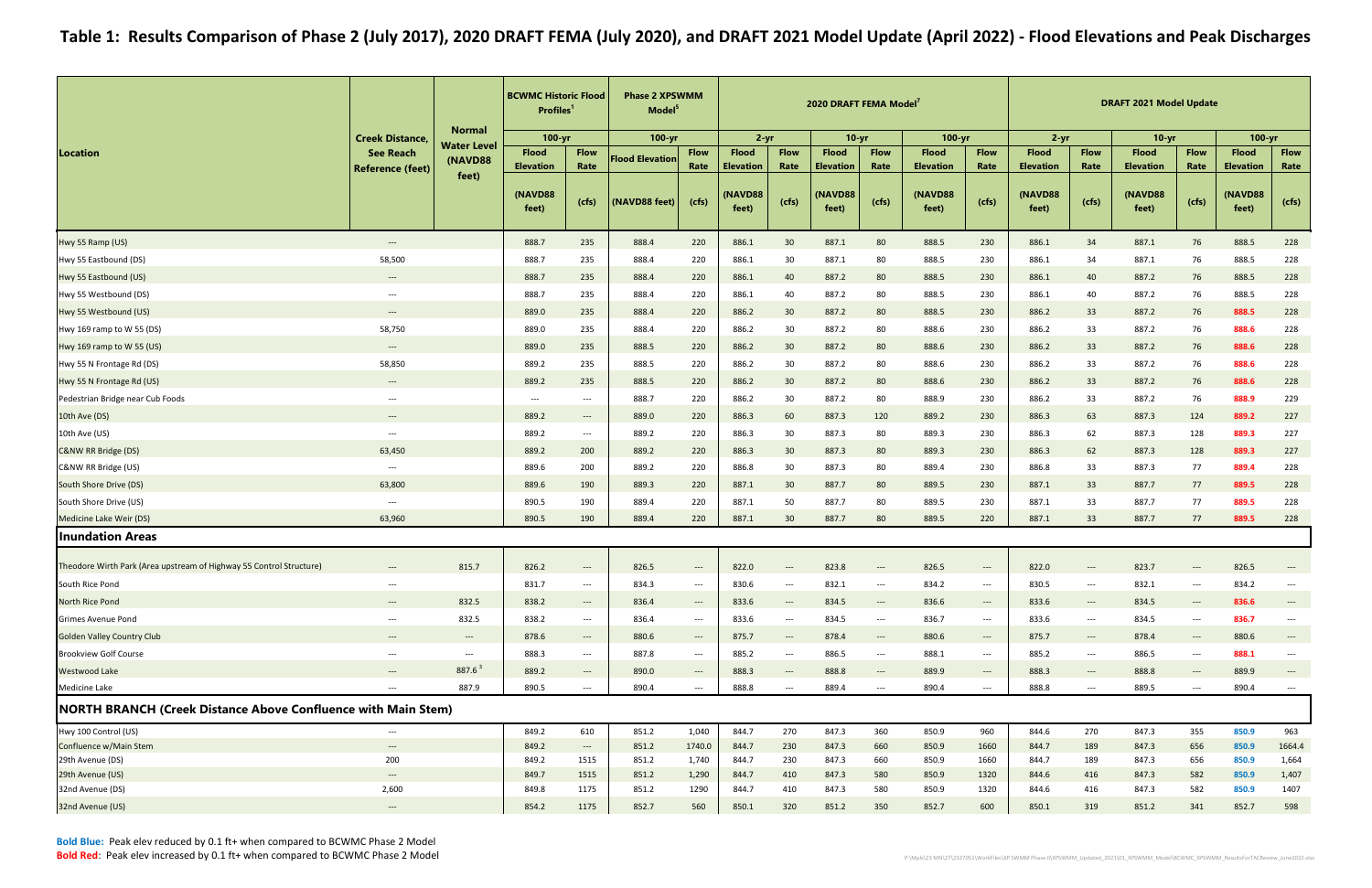# Table 1: Results Comparison of Phase 2 (July 2017), 2020 DRAFT FEMA (July 2020), and DRAFT 2021 Model Update (April 2022) - Flood Elevations and Peak Discharges

| Location | Creek Distance, See Reach Reference (feet) | Normal Water Level (NAVD88 feet) | BCWMC Historic Flood Profiles[1] 100-yr Flood Elevation (NAVD88 feet) | BCWMC Historic Flood Profiles[1] 100-yr Flow Rate (cfs) | Phase 2 XPSWMM Model[5] 100-yr Flood Elevation (NAVD88 feet) | Phase 2 XPSWMM Model[5] 100-yr Flow Rate (cfs) | 2020 DRAFT FEMA Model[7] 2-yr Flood Elevation (NAVD88 feet) | 2020 DRAFT FEMA Model[7] 2-yr Flow Rate (cfs) | 2020 DRAFT FEMA Model[7] 10-yr Flood Elevation (NAVD88 feet) | 2020 DRAFT FEMA Model[7] 10-yr Flow Rate (cfs) | 2020 DRAFT FEMA Model[7] 100-yr Flood Elevation (NAVD88 feet) | 2020 DRAFT FEMA Model[7] 100-yr Flow Rate (cfs) | DRAFT 2021 Model Update 2-yr Flood Elevation (NAVD88 feet) | DRAFT 2021 Model Update 2-yr Flow Rate (cfs) | DRAFT 2021 Model Update 10-yr Flood Elevation (NAVD88 feet) | DRAFT 2021 Model Update 10-yr Flow Rate (cfs) | DRAFT 2021 Model Update 100-yr Flood Elevation (NAVD88 feet) | DRAFT 2021 Model Update 100-yr Flow Rate (cfs) |
|---|---|---|---|---|---|---|---|---|---|---|---|---|---|---|---|---|---|---|
| Hwy 55 Ramp (US) | --- | | 888.7 | 235 | 888.4 | 220 | 886.1 | 30 | 887.1 | 80 | 888.5 | 230 | 886.1 | 34 | 887.1 | 76 | 888.5 | 228 |
| Hwy 55 Eastbound (DS) | 58,500 | | 888.7 | 235 | 888.4 | 220 | 886.1 | 30 | 887.1 | 80 | 888.5 | 230 | 886.1 | 34 | 887.1 | 76 | 888.5 | 228 |
| Hwy 55 Eastbound (US) | --- | | 888.7 | 235 | 888.4 | 220 | 886.1 | 40 | 887.2 | 80 | 888.5 | 230 | 886.1 | 40 | 887.2 | 76 | 888.5 | 228 |
| Hwy 55 Westbound (DS) | --- | | 888.7 | 235 | 888.4 | 220 | 886.1 | 40 | 887.2 | 80 | 888.5 | 230 | 886.1 | 40 | 887.2 | 76 | 888.5 | 228 |
| Hwy 55 Westbound (US) | --- | | 889.0 | 235 | 888.4 | 220 | 886.2 | 30 | 887.2 | 80 | 888.5 | 230 | 886.2 | 33 | 887.2 | 76 | **888.5** | 228 |
| Hwy 169 ramp to W 55 (DS) | 58,750 | | 889.0 | 235 | 888.4 | 220 | 886.2 | 30 | 887.2 | 80 | 888.6 | 230 | 886.2 | 33 | 887.2 | 76 | **888.6** | 228 |
| Hwy 169 ramp to W 55 (US) | --- | | 889.0 | 235 | 888.5 | 220 | 886.2 | 30 | 887.2 | 80 | 888.6 | 230 | 886.2 | 33 | 887.2 | 76 | **888.6** | 228 |
| Hwy 55 N Frontage Rd (DS) | 58,850 | | 889.2 | 235 | 888.5 | 220 | 886.2 | 30 | 887.2 | 80 | 888.6 | 230 | 886.2 | 33 | 887.2 | 76 | **888.6** | 228 |
| Hwy 55 N Frontage Rd (US) | --- | | 889.2 | 235 | 888.5 | 220 | 886.2 | 30 | 887.2 | 80 | 888.6 | 230 | 886.2 | 33 | 887.2 | 76 | **888.6** | 228 |
| Pedestrian Bridge near Cub Foods | --- | | --- | --- | 888.7 | 220 | 886.2 | 30 | 887.2 | 80 | 888.9 | 230 | 886.2 | 33 | 887.2 | 76 | **888.9** | 229 |
| 10th Ave (DS) | --- | | 889.2 | --- | 889.0 | 220 | 886.3 | 60 | 887.3 | 120 | 889.2 | 230 | 886.3 | 63 | 887.3 | 124 | **889.2** | 227 |
| 10th Ave (US) | --- | | 889.2 | --- | 889.2 | 220 | 886.3 | 30 | 887.3 | 80 | 889.3 | 230 | 886.3 | 62 | 887.3 | 128 | **889.3** | 227 |
| C&NW RR Bridge (DS) | 63,450 | | 889.2 | 200 | 889.2 | 220 | 886.3 | 30 | 887.3 | 80 | 889.3 | 230 | 886.3 | 62 | 887.3 | 128 | **889.3** | 227 |
| C&NW RR Bridge (US) | --- | | 889.6 | 200 | 889.2 | 220 | 886.8 | 30 | 887.3 | 80 | 889.4 | 230 | 886.8 | 33 | 887.3 | 77 | **889.4** | 228 |
| South Shore Drive (DS) | 63,800 | | 889.6 | 190 | 889.3 | 220 | 887.1 | 30 | 887.7 | 80 | 889.5 | 230 | 887.1 | 33 | 887.7 | 77 | **889.5** | 228 |
| South Shore Drive (US) | --- | | 890.5 | 190 | 889.4 | 220 | 887.1 | 50 | 887.7 | 80 | 889.5 | 230 | 887.1 | 33 | 887.7 | 77 | **889.5** | 228 |
| Medicine Lake Weir (DS) | 63,960 | | 890.5 | 190 | 889.4 | 220 | 887.1 | 30 | 887.7 | 80 | 889.5 | 220 | 887.1 | 33 | 887.7 | 77 | **889.5** | 228 |
| **Inundation Areas** | | | | | | | | | | | | | | | | | | |
| Theodore Wirth Park (Area upstream of Highway 55 Control Structure) | --- | 815.7 | 826.2 | --- | 826.5 | --- | 822.0 | --- | 823.8 | --- | 826.5 | --- | 822.0 | --- | 823.7 | --- | 826.5 | --- |
| South Rice Pond | --- | | 831.7 | --- | 834.3 | --- | 830.6 | --- | 832.1 | --- | 834.2 | --- | 830.5 | --- | 832.1 | --- | 834.2 | --- |
| North Rice Pond | --- | 832.5 | 838.2 | --- | 836.4 | --- | 833.6 | --- | 834.5 | --- | 836.6 | --- | 833.6 | --- | 834.5 | --- | **836.6** | --- |
| Grimes Avenue Pond | --- | 832.5 | 838.2 | --- | 836.4 | --- | 833.6 | --- | 834.5 | --- | 836.7 | --- | 833.6 | --- | 834.5 | --- | **836.7** | --- |
| Golden Valley Country Club | --- | --- | 878.6 | --- | 880.6 | --- | 875.7 | --- | 878.4 | --- | 880.6 | --- | 875.7 | --- | 878.4 | --- | 880.6 | --- |
| Brookview Golf Course | --- | --- | 888.3 | --- | 887.8 | --- | 885.2 | --- | 886.5 | --- | 888.1 | --- | 885.2 | --- | 886.5 | --- | **888.1** | --- |
| Westwood Lake | --- | 887.6[3] | 889.2 | --- | 890.0 | --- | 888.3 | --- | 888.8 | --- | 889.9 | --- | 888.3 | --- | 888.8 | --- | 889.9 | --- |
| Medicine Lake | --- | 887.9 | 890.5 | --- | 890.4 | --- | 888.8 | --- | 889.4 | --- | 890.4 | --- | 888.8 | --- | 889.5 | --- | 890.4 | --- |
| **NORTH BRANCH (Creek Distance Above Confluence with Main Stem)** | | | | | | | | | | | | | | | | | | |
| Hwy 100 Control (US) | --- | | 849.2 | 610 | 851.2 | 1,040 | 844.7 | 270 | 847.3 | 360 | 850.9 | 960 | 844.6 | 270 | 847.3 | 355 | **850.9** | 963 |
| Confluence w/Main Stem | --- | | 849.2 | --- | 851.2 | 1740.0 | 844.7 | 230 | 847.3 | 660 | 850.9 | 1660 | 844.7 | 189 | 847.3 | 656 | **850.9** | 1664.4 |
| 29th Avenue (DS) | 200 | | 849.2 | 1515 | 851.2 | 1,740 | 844.7 | 230 | 847.3 | 660 | 850.9 | 1660 | 844.7 | 189 | 847.3 | 656 | **850.9** | 1,664 |
| 29th Avenue (US) | --- | | 849.7 | 1515 | 851.2 | 1,290 | 844.7 | 410 | 847.3 | 580 | 850.9 | 1320 | 844.6 | 416 | 847.3 | 582 | **850.9** | 1,407 |
| 32nd Avenue (DS) | 2,600 | | 849.8 | 1175 | 851.2 | 1290 | 844.7 | 410 | 847.3 | 580 | 850.9 | 1320 | 844.6 | 416 | 847.3 | 582 | **850.9** | 1407 |
| 32nd Avenue (US) | --- | | 854.2 | 1175 | 852.7 | 560 | 850.1 | 320 | 851.2 | 350 | 852.7 | 600 | 850.1 | 319 | 851.2 | 341 | 852.7 | 598 |

**Bold Blue:** Peak elev reduced by 0.1 ft+ when compared to BCWMC Phase 2 Model
**Bold Red:** Peak elev increased by 0.1 ft+ when compared to BCWMC Phase 2 Model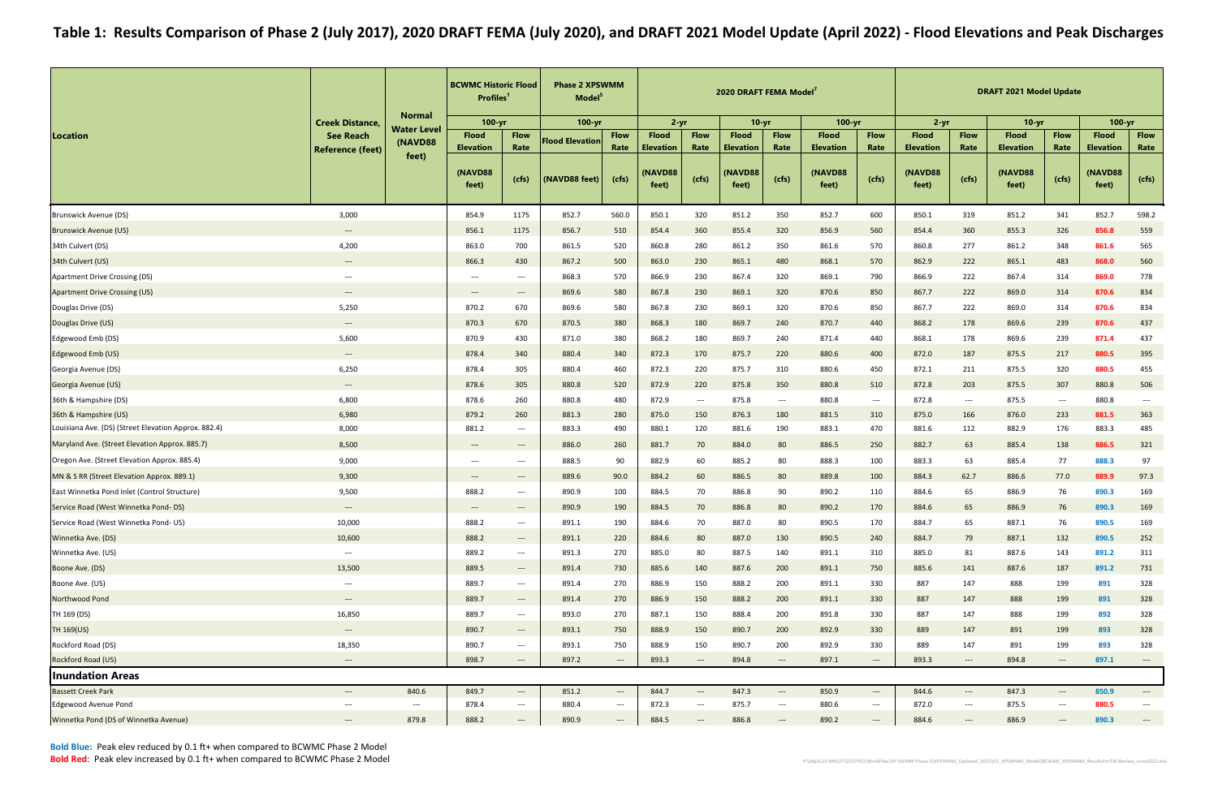# Table 1: Results Comparison of Phase 2 (July 2017), 2020 DRAFT FEMA (July 2020), and DRAFT 2021 Model Update (April 2022) - Flood Elevations and Peak Discharges

| Location | Creek Distance, See Reach Reference (feet) | Normal Water Level (NAVD88 feet) | BCWMC Historic Flood Profiles[1] | | Phase 2 XPSWMM Model[5] | | 2020 DRAFT FEMA Model[7] | | | | | | DRAFT 2021 Model Update | | | | | |
|---|---|---|---|---|---|---|---|---|---|---|---|---|---|---|---|---|---|---|
| | | | 100-yr | | 100-yr | | 2-yr | | 10-yr | | 100-yr | | 2-yr | | 10-yr | | 100-yr | |
| | | | Flood Elevation | Flow Rate | Flood Elevation | Flow Rate | Flood Elevation | Flow Rate | Flood Elevation | Flow Rate | Flood Elevation | Flow Rate | Flood Elevation | Flow Rate | Flood Elevation | Flow Rate | Flood Elevation | Flow Rate |
| | | | (NAVD88 feet) | (cfs) | (NAVD88 feet) | (cfs) | (NAVD88 feet) | (cfs) | (NAVD88 feet) | (cfs) | (NAVD88 feet) | (cfs) | (NAVD88 feet) | (cfs) | (NAVD88 feet) | (cfs) | (NAVD88 feet) | (cfs) |
| Brunswick Avenue (DS) | 3,000 | | 854.9 | 1175 | 852.7 | 560.0 | 850.1 | 320 | 851.2 | 350 | 852.7 | 600 | 850.1 | 319 | 851.2 | 341 | 852.7 | 598.2 |
| Brunswick Avenue (US) | --- | | 856.1 | 1175 | 856.7 | 510 | 854.4 | 360 | 855.4 | 320 | 856.9 | 560 | 854.4 | 360 | 855.3 | 326 | **856.8** | 559 |
| 34th Culvert (DS) | 4,200 | | 863.0 | 700 | 861.5 | 520 | 860.8 | 280 | 861.2 | 350 | 861.6 | 570 | 860.8 | 277 | 861.2 | 348 | **861.6** | 565 |
| 34th Culvert (US) | --- | | 866.3 | 430 | 867.2 | 500 | 863.0 | 230 | 865.1 | 480 | 868.1 | 570 | 862.9 | 222 | 865.1 | 483 | **868.0** | 560 |
| Apartment Drive Crossing (DS) | --- | | --- | --- | 868.3 | 570 | 866.9 | 230 | 867.4 | 320 | 869.1 | 790 | 866.9 | 222 | 867.4 | 314 | **869.0** | 778 |
| Apartment Drive Crossing (US) | --- | | --- | --- | 869.6 | 580 | 867.8 | 230 | 869.1 | 320 | 870.6 | 850 | 867.7 | 222 | 869.0 | 314 | **870.6** | 834 |
| Douglas Drive (DS) | 5,250 | | 870.2 | 670 | 869.6 | 580 | 867.8 | 230 | 869.1 | 320 | 870.6 | 850 | 867.7 | 222 | 869.0 | 314 | **870.6** | 834 |
| Douglas Drive (US) | --- | | 870.3 | 670 | 870.5 | 380 | 868.3 | 180 | 869.7 | 240 | 870.7 | 440 | 868.2 | 178 | 869.6 | 239 | **870.6** | 437 |
| Edgewood Emb (DS) | 5,600 | | 870.9 | 430 | 871.0 | 380 | 868.2 | 180 | 869.7 | 240 | 871.4 | 440 | 868.1 | 178 | 869.6 | 239 | **871.4** | 437 |
| Edgewood Emb (US) | --- | | 878.4 | 340 | 880.4 | 340 | 872.3 | 170 | 875.7 | 220 | 880.6 | 400 | 872.0 | 187 | 875.5 | 217 | **880.5** | 395 |
| Georgia Avenue (DS) | 6,250 | | 878.4 | 305 | 880.4 | 460 | 872.3 | 220 | 875.7 | 310 | 880.6 | 450 | 872.1 | 211 | 875.5 | 320 | **880.5** | 455 |
| Georgia Avenue (US) | --- | | 878.6 | 305 | 880.8 | 520 | 872.9 | 220 | 875.8 | 350 | 880.8 | 510 | 872.8 | 203 | 875.5 | 307 | 880.8 | 506 |
| 36th & Hampshire (DS) | 6,800 | | 878.6 | 260 | 880.8 | 480 | 872.9 | --- | 875.8 | --- | 880.8 | --- | 872.8 | --- | 875.5 | --- | 880.8 | --- |
| 36th & Hampshire (US) | 6,980 | | 879.2 | 260 | 881.3 | 280 | 875.0 | 150 | 876.3 | 180 | 881.5 | 310 | 875.0 | 166 | 876.0 | 233 | **881.5** | 363 |
| Louisiana Ave. (DS) (Street Elevation Approx. 882.4) | 8,000 | | 881.2 | --- | 883.3 | 490 | 880.1 | 120 | 881.6 | 190 | 883.1 | 470 | 881.6 | 112 | 882.9 | 176 | 883.3 | 485 |
| Maryland Ave. (Street Elevation Approx. 885.7) | 8,500 | | --- | --- | 886.0 | 260 | 881.7 | 70 | 884.0 | 80 | 886.5 | 250 | 882.7 | 63 | 885.4 | 138 | **886.5** | 321 |
| Oregon Ave. (Street Elevation Approx. 885.4) | 9,000 | | --- | --- | 888.5 | 90 | 882.9 | 60 | 885.2 | 80 | 888.3 | 100 | 883.3 | 63 | 885.4 | 77 | **888.3** | 97 |
| MN & S RR (Street Elevation Approx. 889.1) | 9,300 | | --- | --- | 889.6 | 90.0 | 884.2 | 60 | 886.5 | 80 | 889.8 | 100 | 884.3 | 62.7 | 886.6 | 77.0 | **889.9** | 97.3 |
| East Winnetka Pond Inlet (Control Structure) | 9,500 | | 888.2 | --- | 890.9 | 100 | 884.5 | 70 | 886.8 | 90 | 890.2 | 110 | 884.6 | 65 | 886.9 | 76 | **890.3** | 169 |
| Service Road (West Winnetka Pond- DS) | --- | | --- | --- | 890.9 | 190 | 884.5 | 70 | 886.8 | 80 | 890.2 | 170 | 884.6 | 65 | 886.9 | 76 | **890.3** | 169 |
| Service Road (West Winnetka Pond- US) | 10,000 | | 888.2 | --- | 891.1 | 190 | 884.6 | 70 | 887.0 | 80 | 890.5 | 170 | 884.7 | 65 | 887.1 | 76 | **890.5** | 169 |
| Winnetka Ave. (DS) | 10,600 | | 888.2 | --- | 891.1 | 220 | 884.6 | 80 | 887.0 | 130 | 890.5 | 240 | 884.7 | 79 | 887.1 | 132 | **890.5** | 252 |
| Winnetka Ave. (US) | --- | | 889.2 | --- | 891.3 | 270 | 885.0 | 80 | 887.5 | 140 | 891.1 | 310 | 885.0 | 81 | 887.6 | 143 | **891.2** | 311 |
| Boone Ave. (DS) | 13,500 | | 889.5 | --- | 891.4 | 730 | 885.6 | 140 | 887.6 | 200 | 891.1 | 750 | 885.6 | 141 | 887.6 | 187 | **891.2** | 731 |
| Boone Ave. (US) | --- | | 889.7 | --- | 891.4 | 270 | 886.9 | 150 | 888.2 | 200 | 891.1 | 330 | 887 | 147 | 888 | 199 | **891** | 328 |
| Northwood Pond | --- | | 889.7 | --- | 891.4 | 270 | 886.9 | 150 | 888.2 | 200 | 891.1 | 330 | 887 | 147 | 888 | 199 | **891** | 328 |
| TH 169 (DS) | 16,850 | | 889.7 | --- | 893.0 | 270 | 887.1 | 150 | 888.4 | 200 | 891.8 | 330 | 887 | 147 | 888 | 199 | **892** | 328 |
| TH 169(US) | --- | | 890.7 | --- | 893.1 | 750 | 888.9 | 150 | 890.7 | 200 | 892.9 | 330 | 889 | 147 | 891 | 199 | **893** | 328 |
| Rockford Road (DS) | 18,350 | | 890.7 | --- | 893.1 | 750 | 888.9 | 150 | 890.7 | 200 | 892.9 | 330 | 889 | 147 | 891 | 199 | **893** | 328 |
| Rockford Road (US) | --- | | 898.7 | --- | 897.2 | --- | 893.3 | --- | 894.8 | --- | 897.1 | --- | 893.3 | --- | 894.8 | --- | **897.1** | --- |
| **Inundation Areas** | | | | | | | | | | | | | | | | | | |
| Bassett Creek Park | --- | 840.6 | 849.7 | --- | 851.2 | --- | 844.7 | --- | 847.3 | --- | 850.9 | --- | 844.6 | --- | 847.3 | --- | **850.9** | --- |
| Edgewood Avenue Pond | --- | --- | 878.4 | --- | 880.4 | --- | 872.3 | --- | 875.7 | --- | 880.6 | --- | 872.0 | --- | 875.5 | --- | **880.5** | --- |
| Winnetka Pond (DS of Winnetka Avenue) | --- | 879.8 | 888.2 | --- | 890.9 | --- | 884.5 | --- | 886.8 | --- | 890.2 | --- | 884.6 | --- | 886.9 | --- | **890.3** | --- |

**Bold Blue:** Peak elev reduced by 0.1 ft+ when compared to BCWMC Phase 2 Model

**Bold Red:** Peak elev increased by 0.1 ft+ when compared to BCWMC Phase 2 Model

P:\Mpls\23 MN\27\2327053\WorkFiles\XP SWMM Phase II\XPSWMM_Updated_2021\01_XPSWMM_Model\BCWMC_XPSWMM_ResultsForTACReview_June2022.xlsx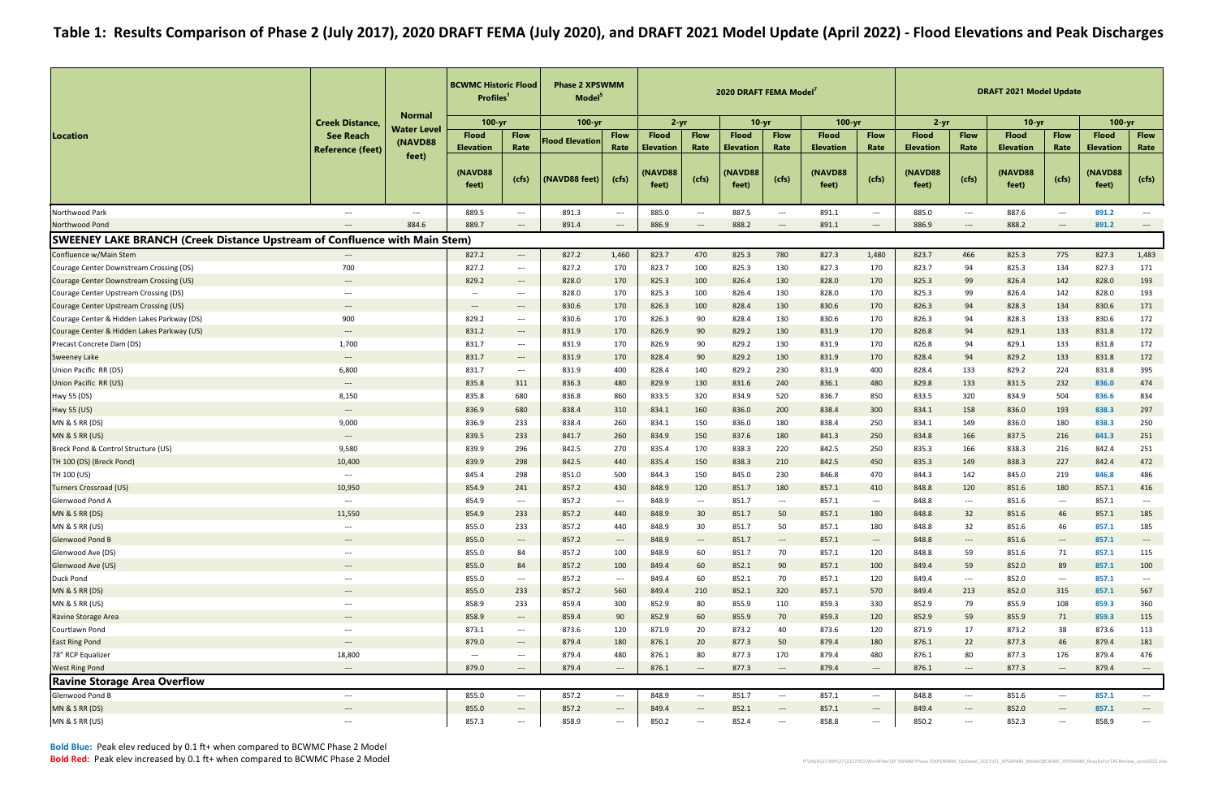# Table 1: Results Comparison of Phase 2 (July 2017), 2020 DRAFT FEMA (July 2020), and DRAFT 2021 Model Update (April 2022) - Flood Elevations and Peak Discharges

| Location | Creek Distance, See Reach Reference (feet) | Normal Water Level (NAVD88 feet) | BCWMC Historic Flood Profiles[1] | | Phase 2 XPSWMM Model[5] | | 2020 DRAFT FEMA Model[7] | | | | | | DRAFT 2021 Model Update | | | | | |
|---|---|---|---|---|---|---|---|---|---|---|---|---|---|---|---|---|---|---|
| | | | 100-yr | | 100-yr | | 2-yr | | 10-yr | | 100-yr | | 2-yr | | 10-yr | | 100-yr | |
| | | | Flood Elevation (NAVD88 feet) | Flow Rate (cfs) | Flood Elevation (NAVD88 feet) | Flow Rate (cfs) | Flood Elevation (NAVD88 feet) | Flow Rate (cfs) | Flood Elevation (NAVD88 feet) | Flow Rate (cfs) | Flood Elevation (NAVD88 feet) | Flow Rate (cfs) | Flood Elevation (NAVD88 feet) | Flow Rate (cfs) | Flood Elevation (NAVD88 feet) | Flow Rate (cfs) | Flood Elevation (NAVD88 feet) | Flow Rate (cfs) |
| Northwood Park | --- | --- | 889.5 | --- | 891.3 | --- | 885.0 | --- | 887.5 | --- | 891.1 | --- | 885.0 | --- | 887.6 | --- | **891.2** | --- |
| Northwood Pond | --- | 884.6 | 889.7 | --- | 891.4 | --- | 886.9 | --- | 888.2 | --- | 891.1 | --- | 886.9 | --- | 888.2 | --- | **891.2** | --- |
| **SWEENEY LAKE BRANCH (Creek Distance Upstream of Confluence with Main Stem)** | | | | | | | | | | | | | | | | | | |
| Confluence w/Main Stem | --- | | 827.2 | --- | 827.2 | 1,460 | 823.7 | 470 | 825.3 | 780 | 827.3 | 1,480 | 823.7 | 466 | 825.3 | 775 | 827.3 | 1,483 |
| Courage Center Downstream Crossing (DS) | 700 | | 827.2 | --- | 827.2 | 170 | 823.7 | 100 | 825.3 | 130 | 827.3 | 170 | 823.7 | 94 | 825.3 | 134 | 827.3 | 171 |
| Courage Center Downstream Crossing (US) | --- | | 829.2 | --- | 828.0 | 170 | 825.3 | 100 | 826.4 | 130 | 828.0 | 170 | 825.3 | 99 | 826.4 | 142 | 828.0 | 193 |
| Courage Center Upstream Crossing (DS) | --- | | -- | --- | 828.0 | 170 | 825.3 | 100 | 826.4 | 130 | 828.0 | 170 | 825.3 | 99 | 826.4 | 142 | 828.0 | 193 |
| Courage Center Upstream Crossing (US) | --- | | --- | --- | 830.6 | 170 | 826.3 | 100 | 828.4 | 130 | 830.6 | 170 | 826.3 | 94 | 828.3 | 134 | 830.6 | 171 |
| Courage Center & Hidden Lakes Parkway (DS) | 900 | | 829.2 | --- | 830.6 | 170 | 826.3 | 90 | 828.4 | 130 | 830.6 | 170 | 826.3 | 94 | 828.3 | 133 | 830.6 | 172 |
| Courage Center & Hidden Lakes Parkway (US) | --- | | 831.2 | --- | 831.9 | 170 | 826.9 | 90 | 829.2 | 130 | 831.9 | 170 | 826.8 | 94 | 829.1 | 133 | 831.8 | 172 |
| Precast Concrete Dam (DS) | 1,700 | | 831.7 | --- | 831.9 | 170 | 826.9 | 90 | 829.2 | 130 | 831.9 | 170 | 826.8 | 94 | 829.1 | 133 | 831.8 | 172 |
| Sweeney Lake | --- | | 831.7 | --- | 831.9 | 170 | 828.4 | 90 | 829.2 | 130 | 831.9 | 170 | 828.4 | 94 | 829.2 | 133 | 831.8 | 172 |
| Union Pacific RR (DS) | 6,800 | | 831.7 | --- | 831.9 | 400 | 828.4 | 140 | 829.2 | 230 | 831.9 | 400 | 828.4 | 133 | 829.2 | 224 | 831.8 | 395 |
| Union Pacific RR (US) | --- | | 835.8 | 311 | 836.3 | 480 | 829.9 | 130 | 831.6 | 240 | 836.1 | 480 | 829.8 | 133 | 831.5 | 232 | **836.0** | 474 |
| Hwy 55 (DS) | 8,150 | | 835.8 | 680 | 836.8 | 860 | 833.5 | 320 | 834.9 | 520 | 836.7 | 850 | 833.5 | 320 | 834.9 | 504 | **836.6** | 834 |
| Hwy 55 (US) | --- | | 836.9 | 680 | 838.4 | 310 | 834.1 | 160 | 836.0 | 200 | 838.4 | 300 | 834.1 | 158 | 836.0 | 193 | **838.3** | 297 |
| MN & S RR (DS) | 9,000 | | 836.9 | 233 | 838.4 | 260 | 834.1 | 150 | 836.0 | 180 | 838.4 | 250 | 834.1 | 149 | 836.0 | 180 | **838.3** | 250 |
| MN & S RR (US) | --- | | 839.5 | 233 | 841.7 | 260 | 834.9 | 150 | 837.6 | 180 | 841.3 | 250 | 834.8 | 166 | 837.5 | 216 | **841.3** | 251 |
| Breck Pond & Control Structure (US) | 9,580 | | 839.9 | 296 | 842.5 | 270 | 835.4 | 170 | 838.3 | 220 | 842.5 | 250 | 835.3 | 166 | 838.3 | 216 | 842.4 | 251 |
| TH 100 (DS) (Breck Pond) | 10,400 | | 839.9 | 298 | 842.5 | 440 | 835.4 | 150 | 838.3 | 210 | 842.5 | 450 | 835.3 | 149 | 838.3 | 227 | 842.4 | 472 |
| TH 100 (US) | --- | | 845.4 | 298 | 851.0 | 500 | 844.3 | 150 | 845.0 | 230 | 846.8 | 470 | 844.3 | 142 | 845.0 | 219 | **846.8** | 486 |
| Turners Crossroad (US) | 10,950 | | 854.9 | 241 | 857.2 | 430 | 848.9 | 120 | 851.7 | 180 | 857.1 | 410 | 848.8 | 120 | 851.6 | 180 | 857.1 | 416 |
| Glenwood Pond A | --- | | 854.9 | --- | 857.2 | --- | 848.9 | --- | 851.7 | --- | 857.1 | --- | 848.8 | --- | 851.6 | --- | 857.1 | --- |
| MN & S RR (DS) | 11,550 | | 854.9 | 233 | 857.2 | 440 | 848.9 | 30 | 851.7 | 50 | 857.1 | 180 | 848.8 | 32 | 851.6 | 46 | 857.1 | 185 |
| MN & S RR (US) | --- | | 855.0 | 233 | 857.2 | 440 | 848.9 | 30 | 851.7 | 50 | 857.1 | 180 | 848.8 | 32 | 851.6 | 46 | **857.1** | 185 |
| Glenwood Pond B | --- | | 855.0 | --- | 857.2 | --- | 848.9 | --- | 851.7 | --- | 857.1 | --- | 848.8 | --- | 851.6 | --- | **857.1** | --- |
| Glenwood Ave (DS) | --- | | 855.0 | 84 | 857.2 | 100 | 848.9 | 60 | 851.7 | 70 | 857.1 | 120 | 848.8 | 59 | 851.6 | 71 | **857.1** | 115 |
| Glenwood Ave (US) | --- | | 855.0 | 84 | 857.2 | 100 | 849.4 | 60 | 852.1 | 90 | 857.1 | 100 | 849.4 | 59 | 852.0 | 89 | **857.1** | 100 |
| Duck Pond | --- | | 855.0 | --- | 857.2 | --- | 849.4 | 60 | 852.1 | 70 | 857.1 | 120 | 849.4 | --- | 852.0 | --- | **857.1** | --- |
| MN & S RR (DS) | --- | | 855.0 | 233 | 857.2 | 560 | 849.4 | 210 | 852.1 | 320 | 857.1 | 570 | 849.4 | 213 | 852.0 | 315 | **857.1** | 567 |
| MN & S RR (US) | --- | | 858.9 | 233 | 859.4 | 300 | 852.9 | 80 | 855.9 | 110 | 859.3 | 330 | 852.9 | 79 | 855.9 | 108 | **859.3** | 360 |
| Ravine Storage Area | --- | | 858.9 | --- | 859.4 | 90 | 852.9 | 60 | 855.9 | 70 | 859.3 | 120 | 852.9 | 59 | 855.9 | 71 | **859.3** | 115 |
| Courtlawn Pond | --- | | 873.1 | --- | 873.6 | 120 | 871.9 | 20 | 873.2 | 40 | 873.6 | 120 | 871.9 | 17 | 873.2 | 38 | 873.6 | 113 |
| East Ring Pond | --- | | 879.0 | --- | 879.4 | 180 | 876.1 | 20 | 877.3 | 50 | 879.4 | 180 | 876.1 | 22 | 877.3 | 46 | 879.4 | 181 |
| 78" RCP Equalizer | 18,800 | | --- | --- | 879.4 | 480 | 876.1 | 80 | 877.3 | 170 | 879.4 | 480 | 876.1 | 80 | 877.3 | 176 | 879.4 | 476 |
| West Ring Pond | --- | | 879.0 | --- | 879.4 | --- | 876.1 | --- | 877.3 | --- | 879.4 | --- | 876.1 | --- | 877.3 | --- | 879.4 | --- |
| **Ravine Storage Area Overflow** | | | | | | | | | | | | | | | | | | |
| Glenwood Pond B | --- | | 855.0 | --- | 857.2 | --- | 848.9 | --- | 851.7 | --- | 857.1 | --- | 848.8 | --- | 851.6 | --- | **857.1** | --- |
| MN & S RR (DS) | --- | | 855.0 | --- | 857.2 | --- | 849.4 | --- | 852.1 | --- | 857.1 | --- | 849.4 | --- | 852.0 | --- | **857.1** | --- |
| MN & S RR (US) | --- | | 857.3 | --- | 858.9 | --- | 850.2 | --- | 852.4 | --- | 858.8 | --- | 850.2 | --- | 852.3 | --- | 858.9 | --- |

**Bold Blue:** Peak elev reduced by 0.1 ft+ when compared to BCWMC Phase 2 Model

**Bold Red:** Peak elev increased by 0.1 ft+ when compared to BCWMC Phase 2 Model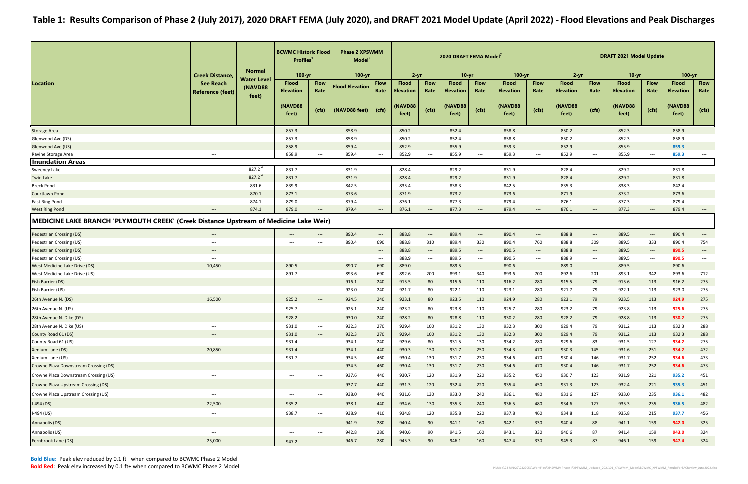# Table 1: Results Comparison of Phase 2 (July 2017), 2020 DRAFT FEMA (July 2020), and DRAFT 2021 Model Update (April 2022) - Flood Elevations and Peak Discharges

| Location | Creek Distance, See Reach Reference (feet) | Normal Water Level (NAVD88 feet) | BCWMC Historic Flood Profiles[1] | | Phase 2 XPSWMM Model[5] | | 2020 DRAFT FEMA Model[7] | | | | | | DRAFT 2021 Model Update | | | | | |
|---|---|---|---|---|---|---|---|---|---|---|---|---|---|---|---|---|---|---|
| | | | 100-yr | | 100-yr | | 2-yr | | 10-yr | | 100-yr | | 2-yr | | 10-yr | | 100-yr | |
| | | | Flood Elevation (NAVD88 feet) | Flow Rate (cfs) | Flood Elevation (NAVD88 feet) | Flow Rate (cfs) | Flood Elevation (NAVD88 feet) | Flow Rate (cfs) | Flood Elevation (NAVD88 feet) | Flow Rate (cfs) | Flood Elevation (NAVD88 feet) | Flow Rate (cfs) | Flood Elevation (NAVD88 feet) | Flow Rate (cfs) | Flood Elevation (NAVD88 feet) | Flow Rate (cfs) | Flood Elevation (NAVD88 feet) | Flow Rate (cfs) |
| Storage Area | --- | | 857.3 | --- | 858.9 | --- | 850.2 | --- | 852.4 | --- | 858.8 | --- | 850.2 | --- | 852.3 | --- | 858.9 | --- |
| Glenwood Ave (DS) | --- | | 857.3 | --- | 858.9 | --- | 850.2 | --- | 852.4 | --- | 858.8 | --- | 850.2 | --- | 852.3 | --- | 858.9 | --- |
| Glenwood Ave (US) | --- | | 858.9 | --- | 859.4 | --- | 852.9 | --- | 855.9 | --- | 859.3 | --- | 852.9 | --- | 855.9 | --- | **859.3** | --- |
| Ravine Storage Area | --- | | 858.9 | --- | 859.4 | --- | 852.9 | --- | 855.9 | --- | 859.3 | --- | 852.9 | --- | 855.9 | --- | **859.3** | --- |
| **Inundation Areas** | | | | | | | | | | | | | | | | | | |
| Sweeney Lake | --- | 827.2[4] | 831.7 | --- | 831.9 | --- | 828.4 | --- | 829.2 | --- | 831.9 | --- | 828.4 | --- | 829.2 | --- | 831.8 | --- |
| Twin Lake | --- | 827.2[4] | 831.7 | --- | 831.9 | --- | 828.4 | --- | 829.2 | --- | 831.9 | --- | 828.4 | --- | 829.2 | --- | 831.8 | --- |
| Breck Pond | --- | 831.6 | 839.9 | --- | 842.5 | --- | 835.4 | --- | 838.3 | --- | 842.5 | --- | 835.3 | --- | 838.3 | --- | 842.4 | --- |
| Courtlawn Pond | --- | 870.1 | 873.1 | --- | 873.6 | --- | 871.9 | --- | 873.2 | --- | 873.6 | --- | 871.9 | --- | 873.2 | --- | 873.6 | --- |
| East Ring Pond | --- | 874.1 | 879.0 | --- | 879.4 | --- | 876.1 | --- | 877.3 | --- | 879.4 | --- | 876.1 | --- | 877.3 | --- | 879.4 | --- |
| West Ring Pond | --- | 874.1 | 879.0 | --- | 879.4 | --- | 876.1 | --- | 877.3 | --- | 879.4 | --- | 876.1 | --- | 877.3 | --- | 879.4 | --- |
| **MEDICINE LAKE BRANCH 'PLYMOUTH CREEK' (Creek Distance Upstream of Medicine Lake Weir)** | | | | | | | | | | | | | | | | | | |
| Pedestrian Crossing (DS) | --- | | --- | --- | 890.4 | --- | 888.8 | --- | 889.4 | --- | 890.4 | --- | 888.8 | --- | 889.5 | --- | 890.4 | --- |
| Pedestrian Crossing (US) | --- | | --- | --- | 890.4 | 690 | 888.8 | 310 | 889.4 | 330 | 890.4 | 760 | 888.8 | 309 | 889.5 | 333 | 890.4 | 754 |
| Pedestrian Crossing (DS) | --- | | | | | --- | 888.8 | --- | 889.5 | --- | 890.5 | --- | 888.8 | --- | 889.5 | --- | **890.5** | --- |
| Pedestrian Crossing (US) | --- | | | | | --- | 888.9 | --- | 889.5 | --- | 890.5 | --- | 888.9 | --- | 889.5 | --- | **890.5** | --- |
| West Medicine Lake Drive (DS) | 10,450 | | 890.5 | --- | 890.7 | 690 | 889.0 | --- | 889.5 | --- | 890.6 | --- | 889.0 | --- | 889.5 | --- | 890.6 | --- |
| West Medicine Lake Drive (US) | --- | | 891.7 | --- | 893.6 | 690 | 892.6 | 200 | 893.1 | 340 | 893.6 | 700 | 892.6 | 201 | 893.1 | 342 | 893.6 | 712 |
| Fish Barrier (DS) | --- | | --- | --- | 916.1 | 240 | 915.5 | 80 | 915.6 | 110 | 916.2 | 280 | 915.5 | 79 | 915.6 | 113 | 916.2 | 275 |
| Fish Barrier (US) | --- | | --- | --- | 923.0 | 240 | 921.7 | 80 | 922.1 | 110 | 923.1 | 280 | 921.7 | 79 | 922.1 | 113 | 923.0 | 275 |
| 26th Avenue N. (DS) | 16,500 | | 925.2 | --- | 924.5 | 240 | 923.1 | 80 | 923.5 | 110 | 924.9 | 280 | 923.1 | 79 | 923.5 | 113 | **924.9** | 275 |
| 26th Avenue N. (US) | --- | | 925.7 | --- | 925.1 | 240 | 923.2 | 80 | 923.8 | 110 | 925.7 | 280 | 923.2 | 79 | 923.8 | 113 | **925.6** | 275 |
| 28th Avenue N. Dike (DS) | --- | | 928.2 | --- | 930.0 | 240 | 928.2 | 80 | 928.8 | 110 | 930.2 | 280 | 928.2 | 79 | 928.8 | 113 | **930.2** | 275 |
| 28th Avenue N. Dike (US) | --- | | 931.0 | --- | 932.3 | 270 | 929.4 | 100 | 931.2 | 130 | 932.3 | 300 | 929.4 | 79 | 931.2 | 113 | 932.3 | 288 |
| County Road 61 (DS) | --- | | 931.0 | --- | 932.3 | 270 | 929.4 | 100 | 931.2 | 130 | 932.3 | 300 | 929.4 | 79 | 931.2 | 113 | 932.3 | 288 |
| County Road 61 (US) | --- | | 931.4 | --- | 934.1 | 240 | 929.6 | 80 | 931.5 | 130 | 934.2 | 280 | 929.6 | 83 | 931.5 | 127 | **934.2** | 275 |
| Xenium Lane (DS) | 20,850 | | 931.4 | --- | 934.1 | 440 | 930.3 | 150 | 931.7 | 250 | 934.3 | 470 | 930.3 | 145 | 931.6 | 251 | **934.2** | 472 |
| Xenium Lane (US) | --- | | 931.7 | --- | 934.5 | 460 | 930.4 | 130 | 931.7 | 230 | 934.6 | 470 | 930.4 | 146 | 931.7 | 252 | **934.6** | 473 |
| Crowne Plaza Downstream Crossing (DS) | --- | | --- | --- | 934.5 | 460 | 930.4 | 130 | 931.7 | 230 | 934.6 | 470 | 930.4 | 146 | 931.7 | 252 | **934.6** | 473 |
| Crowne Plaza Downstream Crossing (US) | --- | | --- | --- | 937.6 | 440 | 930.7 | 120 | 931.9 | 220 | 935.2 | 450 | 930.7 | 123 | 931.9 | 221 | **935.2** | 451 |
| Crowne Plaza Upstream Crossing (DS) | --- | | --- | --- | 937.7 | 440 | 931.3 | 120 | 932.4 | 220 | 935.4 | 450 | 931.3 | 123 | 932.4 | 221 | **935.3** | 451 |
| Crowne Plaza Upstream Crossing (US) | --- | | --- | --- | 938.0 | 440 | 931.6 | 130 | 933.0 | 240 | 936.1 | 480 | 931.6 | 127 | 933.0 | 235 | **936.1** | 482 |
| I-494 (DS) | 22,500 | | 935.2 | --- | 938.1 | 440 | 934.6 | 130 | 935.3 | 240 | 936.5 | 480 | 934.6 | 127 | 935.3 | 235 | **936.5** | 482 |
| I-494 (US) | --- | | 938.7 | --- | 938.9 | 410 | 934.8 | 120 | 935.8 | 220 | 937.8 | 460 | 934.8 | 118 | 935.8 | 215 | **937.7** | 456 |
| Annapolis (DS) | --- | | --- | --- | 941.9 | 280 | 940.4 | 90 | 941.1 | 160 | 942.1 | 330 | 940.4 | 88 | 941.1 | 159 | **942.0** | 325 |
| Annapolis (US) | --- | | --- | --- | 942.8 | 280 | 940.6 | 90 | 941.5 | 160 | 943.1 | 330 | 940.6 | 87 | 941.4 | 159 | **943.0** | 324 |
| Fernbrook Lane (DS) | 25,000 | | 947.2 | --- | 946.7 | 280 | 945.3 | 90 | 946.1 | 160 | 947.4 | 330 | 945.3 | 87 | 946.1 | 159 | **947.4** | 324 |

**Bold Blue:** Peak elev reduced by 0.1 ft+ when compared to BCWMC Phase 2 Model
**Bold Red:** Peak elev increased by 0.1 ft+ when compared to BCWMC Phase 2 Model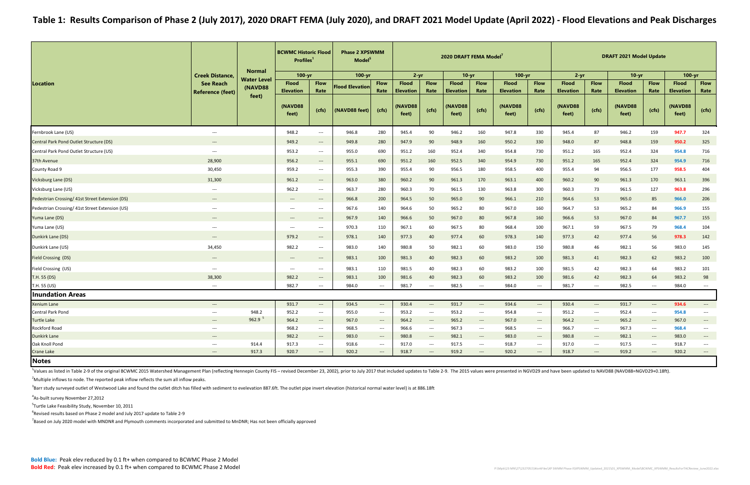# Table 1: Results Comparison of Phase 2 (July 2017), 2020 DRAFT FEMA (July 2020), and DRAFT 2021 Model Update (April 2022) - Flood Elevations and Peak Discharges

| Location | Creek Distance, See Reach Reference (feet) | Normal Water Level (NAVD88 feet) | BCWMC Historic Flood Profiles[1] | | Phase 2 XPSWMM Model[6] | | 2020 DRAFT FEMA Model[7] | | | | | | DRAFT 2021 Model Update | | | | | |
|---|---|---|---|---|---|---|---|---|---|---|---|---|---|---|---|---|---|---|
| | | | 100-yr | | 100-yr | | 2-yr | | 10-yr | | 100-yr | | 2-yr | | 10-yr | | 100-yr | |
| | | | Flood Elevation (NAVD88 feet) | Flow Rate (cfs) | Flood Elevation (NAVD88 feet) | Flow Rate (cfs) | Flood Elevation (NAVD88 feet) | Flow Rate (cfs) | Flood Elevation (NAVD88 feet) | Flow Rate (cfs) | Flood Elevation (NAVD88 feet) | Flow Rate (cfs) | Flood Elevation (NAVD88 feet) | Flow Rate (cfs) | Flood Elevation (NAVD88 feet) | Flow Rate (cfs) | Flood Elevation (NAVD88 feet) | Flow Rate (cfs) |
| Fernbrook Lane (US) | --- | | 948.2 | --- | 946.8 | 280 | 945.4 | 90 | 946.2 | 160 | 947.8 | 330 | 945.4 | 87 | 946.2 | 159 | **947.7** | 324 |
| Central Park Pond Outlet Structure (DS) | --- | | 949.2 | --- | 949.8 | 280 | 947.9 | 90 | 948.9 | 160 | 950.2 | 330 | 948.0 | 87 | 948.8 | 159 | **950.2** | 325 |
| Central Park Pond Outlet Structure (US) | --- | | 953.2 | --- | 955.0 | 690 | 951.2 | 160 | 952.4 | 340 | 954.8 | 730 | 951.2 | 165 | 952.4 | 324 | **954.8** | 716 |
| 37th Avenue | 28,900 | | 956.2 | --- | 955.1 | 690 | 951.2 | 160 | 952.5 | 340 | 954.9 | 730 | 951.2 | 165 | 952.4 | 324 | **954.9** | 716 |
| County Road 9 | 30,450 | | 959.2 | --- | 955.3 | 390 | 955.4 | 90 | 956.5 | 180 | 958.5 | 400 | 955.4 | 94 | 956.5 | 177 | **958.5** | 404 |
| Vicksburg Lane (DS) | 31,300 | | 961.2 | --- | 963.0 | 380 | 960.2 | 90 | 961.3 | 170 | 963.1 | 400 | 960.2 | 90 | 961.3 | 170 | 963.1 | 396 |
| Vicksburg Lane (US) | --- | | 962.2 | --- | 963.7 | 280 | 960.3 | 70 | 961.5 | 130 | 963.8 | 300 | 960.3 | 73 | 961.5 | 127 | **963.8** | 296 |
| Pedestrian Crossing/ 41st Street Extension (DS) | --- | | --- | --- | 966.8 | 200 | 964.5 | 50 | 965.0 | 90 | 966.1 | 210 | 964.6 | 53 | 965.0 | 85 | **966.0** | 206 |
| Pedestrian Crossing/ 41st Street Extension (US) | --- | | --- | --- | 967.6 | 140 | 964.6 | 50 | 965.2 | 80 | 967.0 | 160 | 964.7 | 53 | 965.2 | 84 | **966.9** | 155 |
| Yuma Lane (DS) | --- | | --- | --- | 967.9 | 140 | 966.6 | 50 | 967.0 | 80 | 967.8 | 160 | 966.6 | 53 | 967.0 | 84 | **967.7** | 155 |
| Yuma Lane (US) | --- | | --- | --- | 970.3 | 110 | 967.1 | 60 | 967.5 | 80 | 968.4 | 100 | 967.1 | 59 | 967.5 | 79 | **968.4** | 104 |
| Dunkirk Lane (DS) | --- | | 979.2 | --- | 978.1 | 140 | 977.3 | 40 | 977.4 | 60 | 978.3 | 140 | 977.3 | 42 | 977.4 | 56 | **978.3** | 142 |
| Dunkirk Lane (US) | 34,450 | | 982.2 | --- | 983.0 | 140 | 980.8 | 50 | 982.1 | 60 | 983.0 | 150 | 980.8 | 46 | 982.1 | 56 | 983.0 | 145 |
| Field Crossing (DS) | --- | | --- | --- | 983.1 | 100 | 981.3 | 40 | 982.3 | 60 | 983.2 | 100 | 981.3 | 41 | 982.3 | 62 | 983.2 | 100 |
| Field Crossing (US) | --- | | --- | --- | 983.1 | 110 | 981.5 | 40 | 982.3 | 60 | 983.2 | 100 | 981.5 | 42 | 982.3 | 64 | 983.2 | 101 |
| T.H. 55 (DS) | 38,300 | | 982.2 | --- | 983.1 | 100 | 981.6 | 40 | 982.3 | 60 | 983.2 | 100 | 981.6 | 42 | 982.3 | 64 | 983.2 | 98 |
| T.H. 55 (US) | --- | | 982.7 | --- | 984.0 | --- | 981.7 | --- | 982.5 | --- | 984.0 | --- | 981.7 | --- | 982.5 | --- | 984.0 | --- |
| **Inundation Areas** | | | | | | | | | | | | | | | | | | |
| Xenium Lane | --- | | 931.7 | --- | 934.5 | --- | 930.4 | --- | 931.7 | --- | 934.6 | --- | 930.4 | --- | 931.7 | --- | **934.6** | --- |
| Central Park Pond | --- | 948.2 | 952.2 | --- | 955.0 | --- | 953.2 | --- | 953.2 | --- | 954.8 | --- | 951.2 | --- | 952.4 | --- | **954.8** | --- |
| Turtle Lake | --- | 962.9 [5] | 964.2 | --- | 967.0 | --- | 964.2 | --- | 965.2 | --- | 967.0 | --- | 964.2 | --- | 965.2 | --- | 967.0 | --- |
| Rockford Road | --- | | 968.2 | --- | 968.5 | --- | 966.6 | --- | 967.3 | --- | 968.5 | --- | 966.7 | --- | 967.3 | --- | **968.4** | --- |
| Dunkirk Lane | --- | | 982.2 | --- | 983.0 | --- | 980.8 | --- | 982.1 | --- | 983.0 | --- | 980.8 | --- | 982.1 | --- | 983.0 | --- |
| Oak Knoll Pond | --- | 914.4 | 917.3 | --- | 918.6 | --- | 917.0 | --- | 917.5 | --- | 918.7 | --- | 917.0 | --- | 917.5 | --- | 918.7 | --- |
| Crane Lake | --- | 917.3 | 920.7 | --- | 920.2 | --- | 918.7 | --- | 919.2 | --- | 920.2 | --- | 918.7 | --- | 919.2 | --- | 920.2 | --- |

**Notes**

[1]Values as listed in Table 2-9 of the original BCWMC 2015 Watershed Management Plan (reflecting Hennepin County FIS – revised December 23, 2002), prior to July 2017 that included updates to Table 2-9. The 2015 values were presented in NGVD29 and have been updated to NAVD88 (NAVD88=NGVD29+0.18ft).

[2]Multiple inflows to node. The reported peak inflow reflects the sum all inflow peaks.

[3]Barr study surveyed outlet of Westwood Lake and found the outlet ditch has filled with sediment to evelevation 887.6ft. The outlet pipe invert elevation (historical normal water level) is at 886.18ft

[4]As-built survey November 27,2012

[5]Turtle Lake Feasibility Study, November 10, 2011

[6]Revised results based on Phase 2 model and July 2017 update to Table 2-9

[7]Based on July 2020 model with MNDNR and Plymouth comments incorporated and submitted to MnDNR; Has not been officially approved

**Bold Blue:** Peak elev reduced by 0.1 ft+ when compared to BCWMC Phase 2 Model

**Bold Red:** Peak elev increased by 0.1 ft+ when compared to BCWMC Phase 2 Model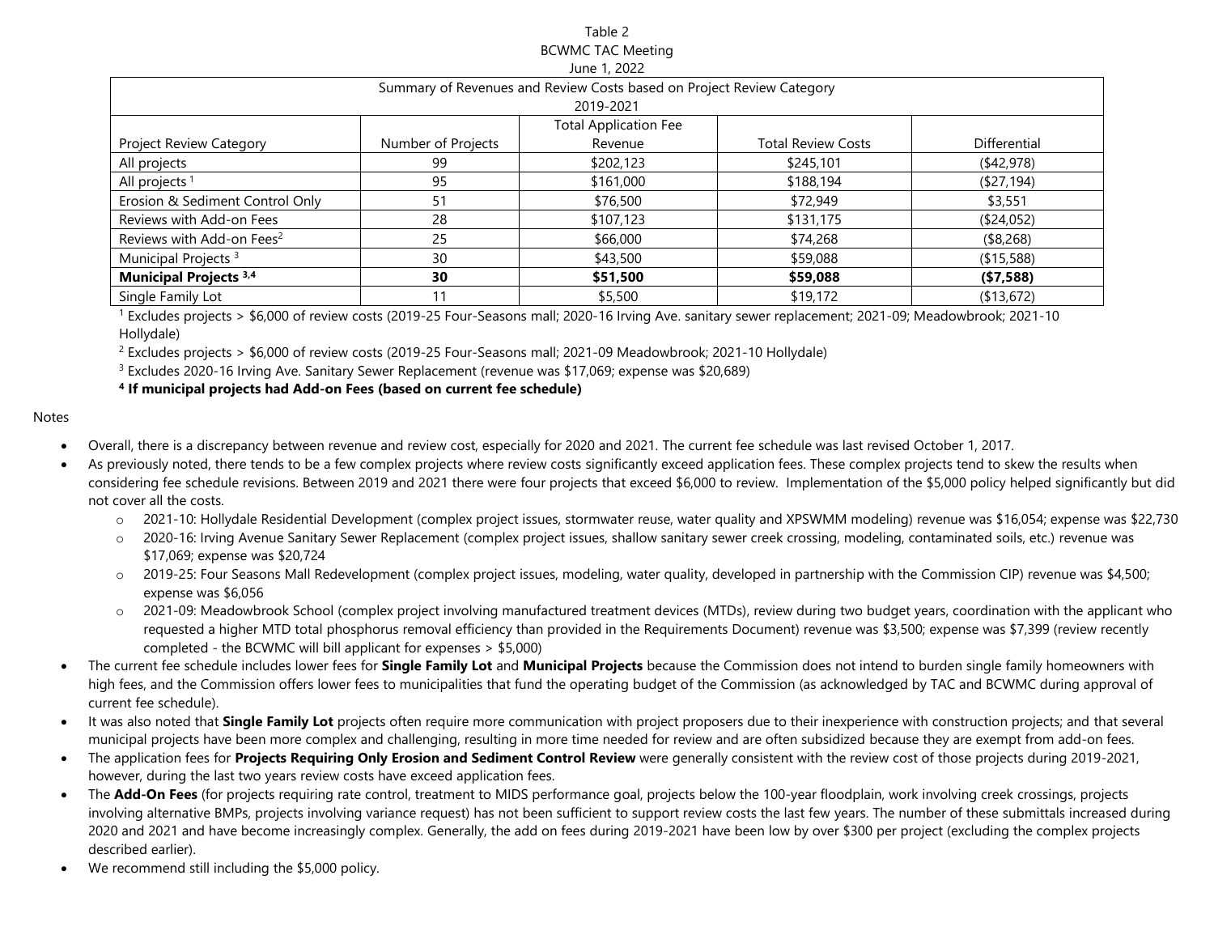Table 2
BCWMC TAC Meeting
June 1, 2022

| Summary of Revenues and Review Costs based on Project Review Category 2019-2021 | | | | |
|---|---|---|---|---|
| Project Review Category | Number of Projects | Total Application Fee Revenue | Total Review Costs | Differential |
| All projects | 99 | $202,123 | $245,101 | ($42,978) |
| All projects [1] | 95 | $161,000 | $188,194 | ($27,194) |
| Erosion & Sediment Control Only | 51 | $76,500 | $72,949 | $3,551 |
| Reviews with Add-on Fees | 28 | $107,123 | $131,175 | ($24,052) |
| Reviews with Add-on Fees[2] | 25 | $66,000 | $74,268 | ($8,268) |
| Municipal Projects [3] | 30 | $43,500 | $59,088 | ($15,588) |
| **Municipal Projects [3,4]** | **30** | **$51,500** | **$59,088** | **($7,588)** |
| Single Family Lot | 11 | $5,500 | $19,172 | ($13,672) |

[1] Excludes projects > $6,000 of review costs (2019-25 Four-Seasons mall; 2020-16 Irving Ave. sanitary sewer replacement; 2021-09; Meadowbrook; 2021-10 Hollydale)

[2] Excludes projects > $6,000 of review costs (2019-25 Four-Seasons mall; 2021-09 Meadowbrook; 2021-10 Hollydale)

[3] Excludes 2020-16 Irving Ave. Sanitary Sewer Replacement (revenue was $17,069; expense was $20,689)

**[4] If municipal projects had Add-on Fees (based on current fee schedule)**

Notes

- Overall, there is a discrepancy between revenue and review cost, especially for 2020 and 2021. The current fee schedule was last revised October 1, 2017.
- As previously noted, there tends to be a few complex projects where review costs significantly exceed application fees. These complex projects tend to skew the results when considering fee schedule revisions. Between 2019 and 2021 there were four projects that exceed $6,000 to review. Implementation of the $5,000 policy helped significantly but did not cover all the costs.
  - 2021-10: Hollydale Residential Development (complex project issues, stormwater reuse, water quality and XPSWMM modeling) revenue was $16,054; expense was $22,730
  - 2020-16: Irving Avenue Sanitary Sewer Replacement (complex project issues, shallow sanitary sewer creek crossing, modeling, contaminated soils, etc.) revenue was $17,069; expense was $20,724
  - 2019-25: Four Seasons Mall Redevelopment (complex project issues, modeling, water quality, developed in partnership with the Commission CIP) revenue was $4,500; expense was $6,056
  - 2021-09: Meadowbrook School (complex project involving manufactured treatment devices (MTDs), review during two budget years, coordination with the applicant who requested a higher MTD total phosphorus removal efficiency than provided in the Requirements Document) revenue was $3,500; expense was $7,399 (review recently completed - the BCWMC will bill applicant for expenses > $5,000)
- The current fee schedule includes lower fees for **Single Family Lot** and **Municipal Projects** because the Commission does not intend to burden single family homeowners with high fees, and the Commission offers lower fees to municipalities that fund the operating budget of the Commission (as acknowledged by TAC and BCWMC during approval of current fee schedule).
- It was also noted that **Single Family Lot** projects often require more communication with project proposers due to their inexperience with construction projects; and that several municipal projects have been more complex and challenging, resulting in more time needed for review and are often subsidized because they are exempt from add-on fees.
- The application fees for **Projects Requiring Only Erosion and Sediment Control Review** were generally consistent with the review cost of those projects during 2019-2021, however, during the last two years review costs have exceed application fees.
- The **Add-On Fees** (for projects requiring rate control, treatment to MIDS performance goal, projects below the 100-year floodplain, work involving creek crossings, projects involving alternative BMPs, projects involving variance request) has not been sufficient to support review costs the last few years. The number of these submittals increased during 2020 and 2021 and have become increasingly complex. Generally, the add on fees during 2019-2021 have been low by over $300 per project (excluding the complex projects described earlier).
- We recommend still including the $5,000 policy.